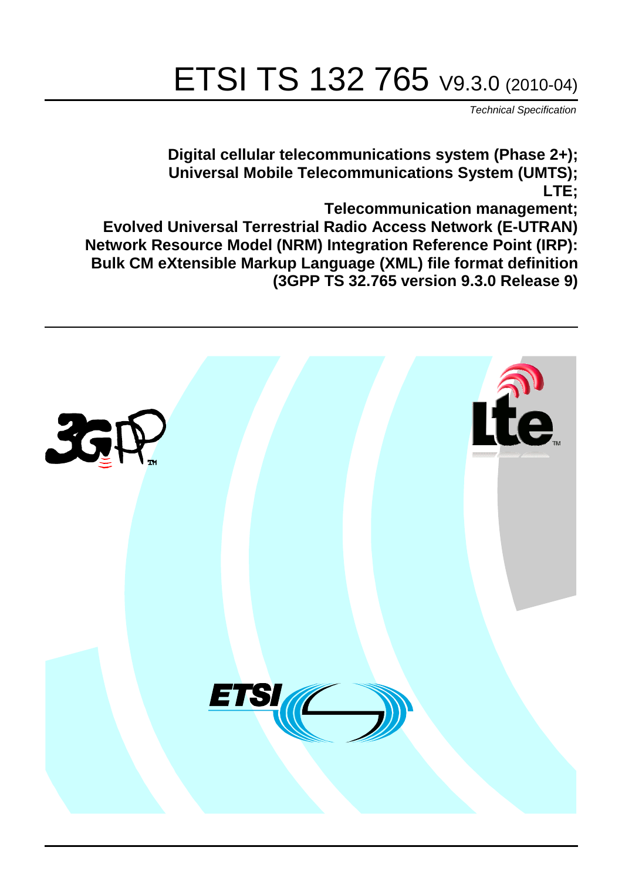# ETSI TS 132 765 V9.3.0 (2010-04)

*Technical Specification*

**Digital cellular telecommunications system (Phase 2+);**
**Universal Mobile Telecommunications System (UMTS);**
**LTE;**
**Telecommunication management;**
**Evolved Universal Terrestrial Radio Access Network (E-UTRAN) Network Resource Model (NRM) Integration Reference Point (IRP): Bulk CM eXtensible Markup Language (XML) file format definition**
**(3GPP TS 32.765 version 9.3.0 Release 9)**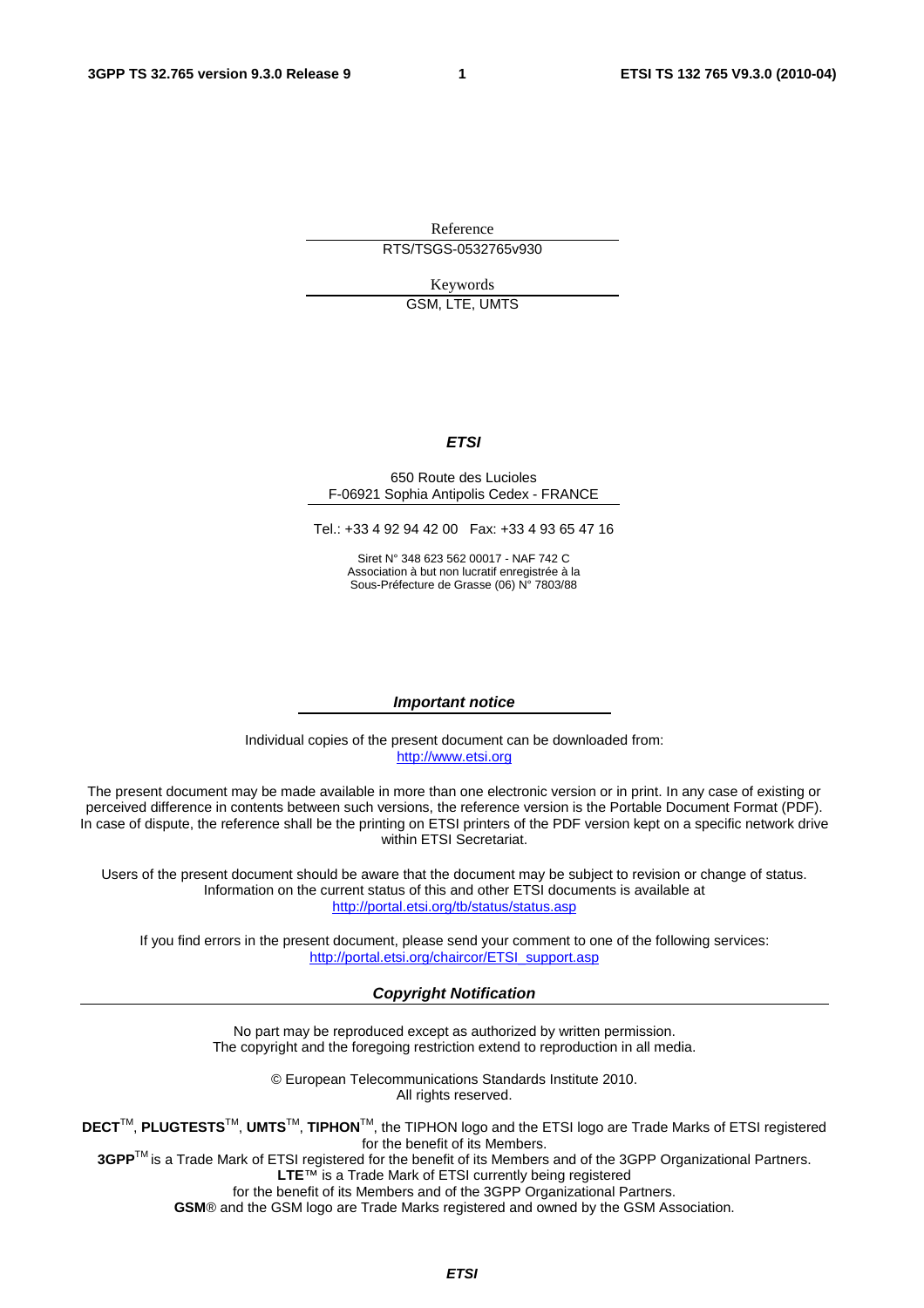Reference

RTS/TSGS-0532765v930

Keywords

GSM, LTE, UMTS

***ETSI***

650 Route des Lucioles
F-06921 Sophia Antipolis Cedex - FRANCE

Tel.: +33 4 92 94 42 00 Fax: +33 4 93 65 47 16

Siret N° 348 623 562 00017 - NAF 742 C
Association à but non lucratif enregistrée à la
Sous-Préfecture de Grasse (06) N° 7803/88

***Important notice***

Individual copies of the present document can be downloaded from:
http://www.etsi.org

The present document may be made available in more than one electronic version or in print. In any case of existing or perceived difference in contents between such versions, the reference version is the Portable Document Format (PDF). In case of dispute, the reference shall be the printing on ETSI printers of the PDF version kept on a specific network drive within ETSI Secretariat.

Users of the present document should be aware that the document may be subject to revision or change of status. Information on the current status of this and other ETSI documents is available at
http://portal.etsi.org/tb/status/status.asp

If you find errors in the present document, please send your comment to one of the following services:
http://portal.etsi.org/chaircor/ETSI_support.asp

***Copyright Notification***

No part may be reproduced except as authorized by written permission.
The copyright and the foregoing restriction extend to reproduction in all media.

© European Telecommunications Standards Institute 2010.
All rights reserved.

**DECT**TM, **PLUGTESTS**TM, **UMTS**TM, **TIPHON**TM, the TIPHON logo and the ETSI logo are Trade Marks of ETSI registered for the benefit of its Members.
**3GPP**TM is a Trade Mark of ETSI registered for the benefit of its Members and of the 3GPP Organizational Partners.
**LTE**™ is a Trade Mark of ETSI currently being registered
for the benefit of its Members and of the 3GPP Organizational Partners.
**GSM**® and the GSM logo are Trade Marks registered and owned by the GSM Association.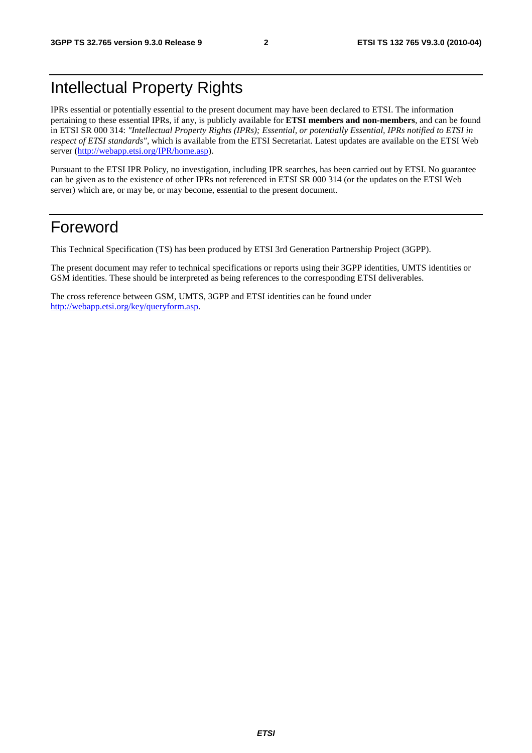# Intellectual Property Rights

IPRs essential or potentially essential to the present document may have been declared to ETSI. The information pertaining to these essential IPRs, if any, is publicly available for **ETSI members and non-members**, and can be found in ETSI SR 000 314: *"Intellectual Property Rights (IPRs); Essential, or potentially Essential, IPRs notified to ETSI in respect of ETSI standards"*, which is available from the ETSI Secretariat. Latest updates are available on the ETSI Web server (http://webapp.etsi.org/IPR/home.asp).

Pursuant to the ETSI IPR Policy, no investigation, including IPR searches, has been carried out by ETSI. No guarantee can be given as to the existence of other IPRs not referenced in ETSI SR 000 314 (or the updates on the ETSI Web server) which are, or may be, or may become, essential to the present document.

# Foreword

This Technical Specification (TS) has been produced by ETSI 3rd Generation Partnership Project (3GPP).

The present document may refer to technical specifications or reports using their 3GPP identities, UMTS identities or GSM identities. These should be interpreted as being references to the corresponding ETSI deliverables.

The cross reference between GSM, UMTS, 3GPP and ETSI identities can be found under http://webapp.etsi.org/key/queryform.asp.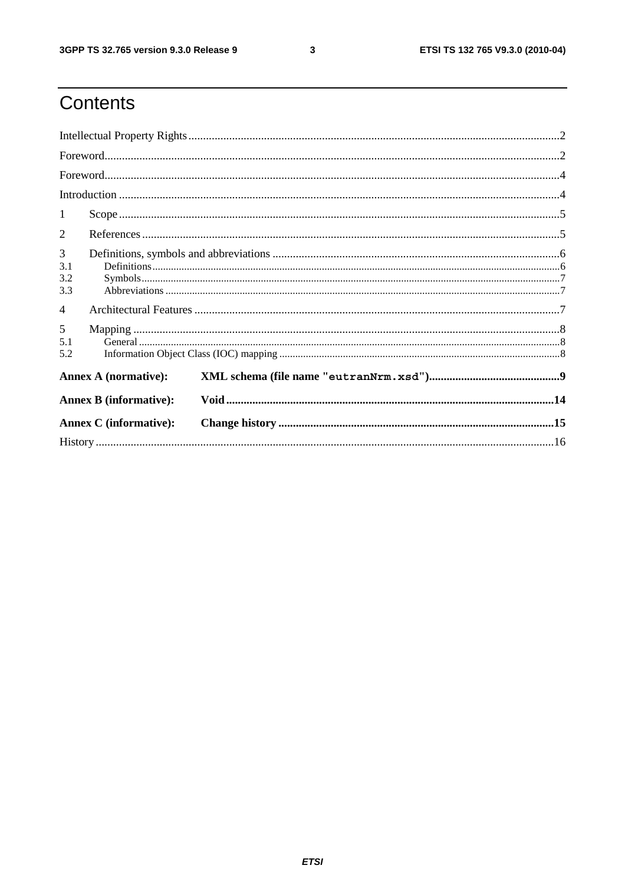# Contents

Intellectual Property Rights ........ 2

Foreword ........ 2

Foreword ........ 4

Introduction ........ 4

1 Scope ........ 5

2 References ........ 5

3 Definitions, symbols and abbreviations ........ 6

3.1 Definitions ........ 6

3.2 Symbols ........ 7

3.3 Abbreviations ........ 7

4 Architectural Features ........ 7

5 Mapping ........ 8

5.1 General ........ 8

5.2 Information Object Class (IOC) mapping ........ 8

**Annex A (normative): XML schema (file name "`eutranNrm.xsd`") ........ 9**

**Annex B (informative): Void ........ 14**

**Annex C (informative): Change history ........ 15**

History ........ 16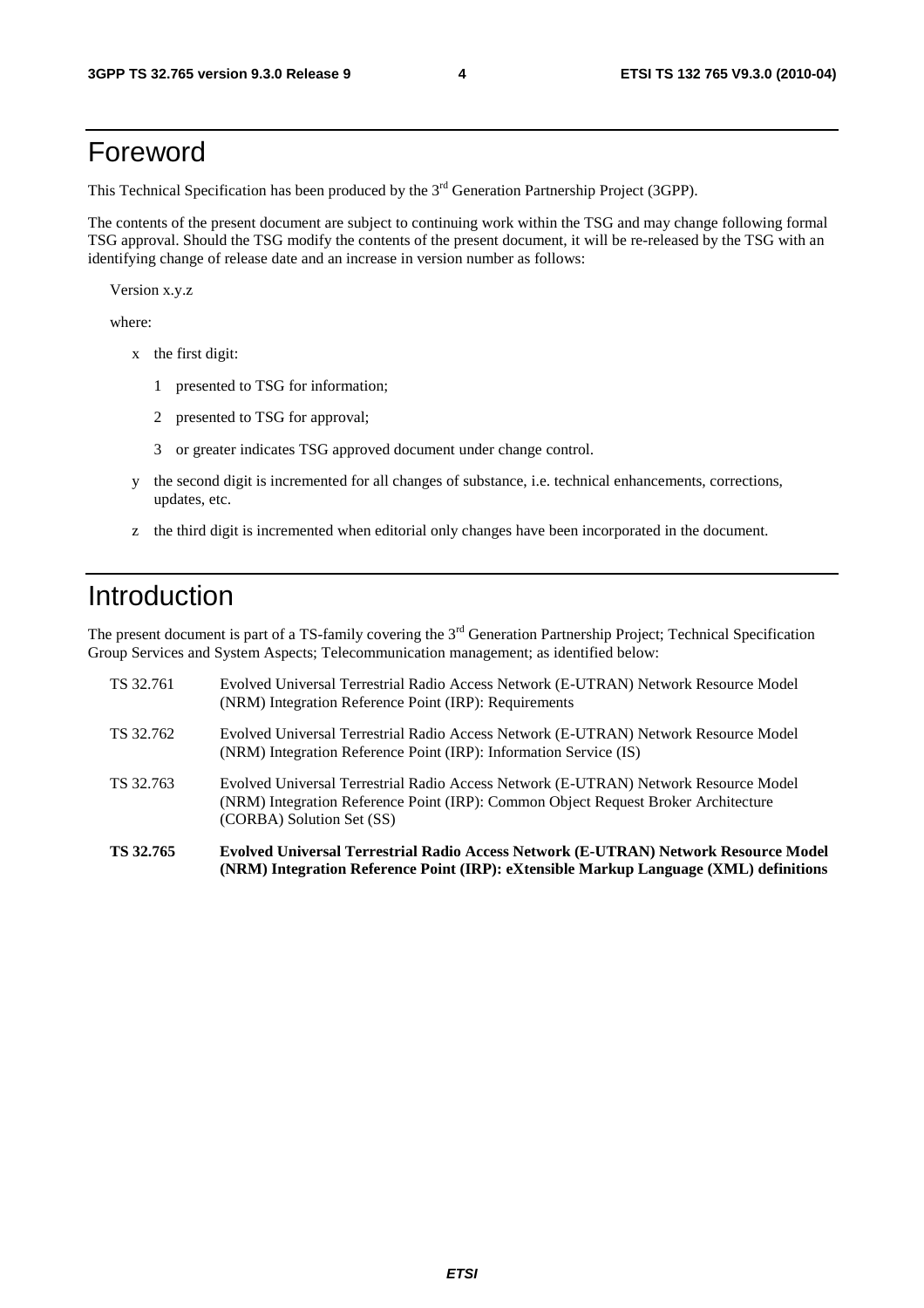# Foreword

This Technical Specification has been produced by the 3rd Generation Partnership Project (3GPP).

The contents of the present document are subject to continuing work within the TSG and may change following formal TSG approval. Should the TSG modify the contents of the present document, it will be re-released by the TSG with an identifying change of release date and an increase in version number as follows:

Version x.y.z

where:

- x the first digit:
  - 1 presented to TSG for information;
  - 2 presented to TSG for approval;
  - 3 or greater indicates TSG approved document under change control.
- y the second digit is incremented for all changes of substance, i.e. technical enhancements, corrections, updates, etc.
- z the third digit is incremented when editorial only changes have been incorporated in the document.

# Introduction

The present document is part of a TS-family covering the 3rd Generation Partnership Project; Technical Specification Group Services and System Aspects; Telecommunication management; as identified below:

TS 32.761 Evolved Universal Terrestrial Radio Access Network (E-UTRAN) Network Resource Model (NRM) Integration Reference Point (IRP): Requirements

TS 32.762 Evolved Universal Terrestrial Radio Access Network (E-UTRAN) Network Resource Model (NRM) Integration Reference Point (IRP): Information Service (IS)

TS 32.763 Evolved Universal Terrestrial Radio Access Network (E-UTRAN) Network Resource Model (NRM) Integration Reference Point (IRP): Common Object Request Broker Architecture (CORBA) Solution Set (SS)

**TS 32.765 Evolved Universal Terrestrial Radio Access Network (E-UTRAN) Network Resource Model (NRM) Integration Reference Point (IRP): eXtensible Markup Language (XML) definitions**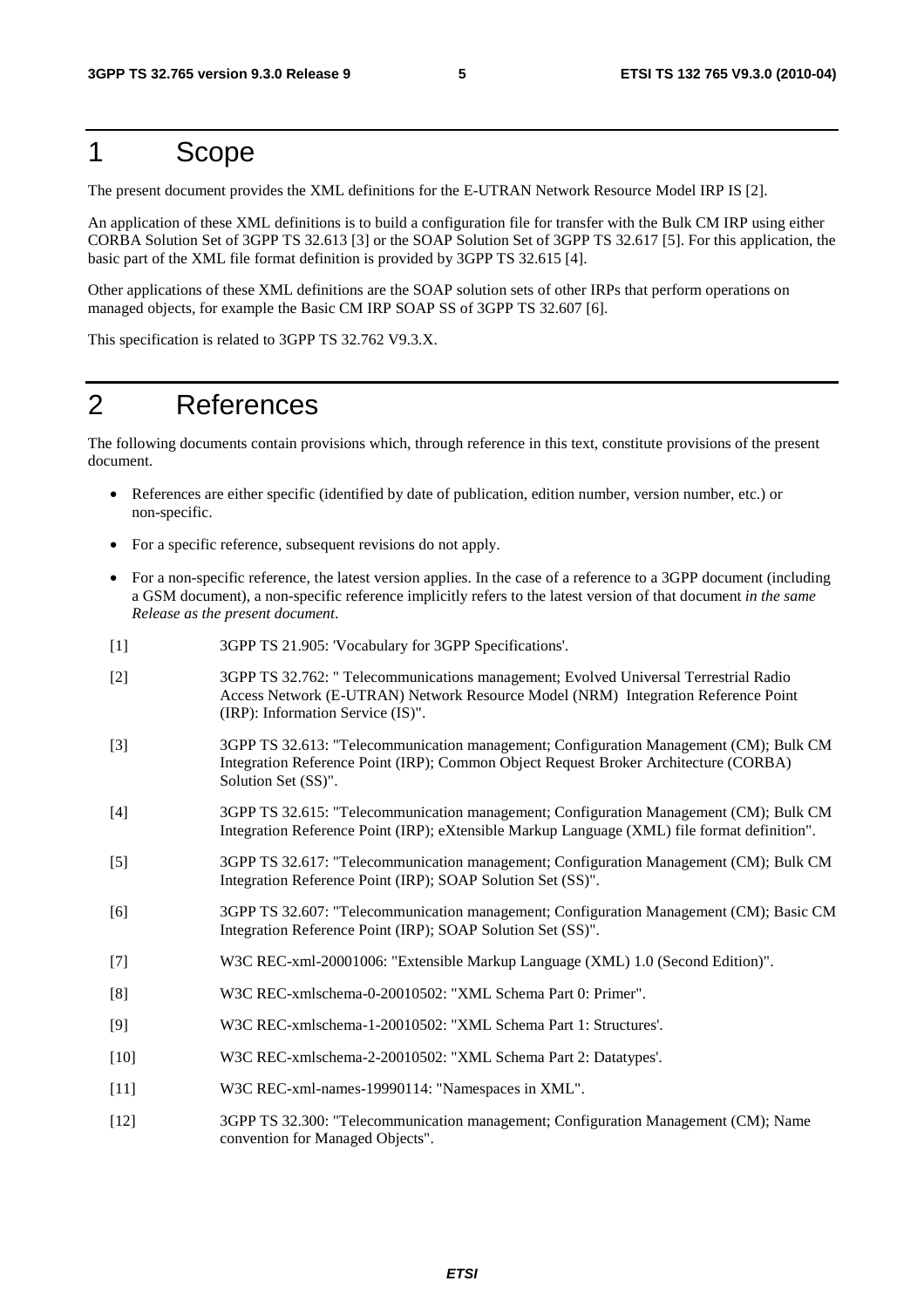# 1 Scope

The present document provides the XML definitions for the E-UTRAN Network Resource Model IRP IS [2].

An application of these XML definitions is to build a configuration file for transfer with the Bulk CM IRP using either CORBA Solution Set of 3GPP TS 32.613 [3] or the SOAP Solution Set of 3GPP TS 32.617 [5]. For this application, the basic part of the XML file format definition is provided by 3GPP TS 32.615 [4].

Other applications of these XML definitions are the SOAP solution sets of other IRPs that perform operations on managed objects, for example the Basic CM IRP SOAP SS of 3GPP TS 32.607 [6].

This specification is related to 3GPP TS 32.762 V9.3.X.

# 2 References

The following documents contain provisions which, through reference in this text, constitute provisions of the present document.

- References are either specific (identified by date of publication, edition number, version number, etc.) or non-specific.
- For a specific reference, subsequent revisions do not apply.
- For a non-specific reference, the latest version applies. In the case of a reference to a 3GPP document (including a GSM document), a non-specific reference implicitly refers to the latest version of that document *in the same Release as the present document*.

[1] 3GPP TS 21.905: 'Vocabulary for 3GPP Specifications'.

[2] 3GPP TS 32.762: " Telecommunications management; Evolved Universal Terrestrial Radio Access Network (E-UTRAN) Network Resource Model (NRM) Integration Reference Point (IRP): Information Service (IS)".

[3] 3GPP TS 32.613: "Telecommunication management; Configuration Management (CM); Bulk CM Integration Reference Point (IRP); Common Object Request Broker Architecture (CORBA) Solution Set (SS)".

[4] 3GPP TS 32.615: "Telecommunication management; Configuration Management (CM); Bulk CM Integration Reference Point (IRP); eXtensible Markup Language (XML) file format definition".

[5] 3GPP TS 32.617: "Telecommunication management; Configuration Management (CM); Bulk CM Integration Reference Point (IRP); SOAP Solution Set (SS)".

[6] 3GPP TS 32.607: "Telecommunication management; Configuration Management (CM); Basic CM Integration Reference Point (IRP); SOAP Solution Set (SS)".

[7] W3C REC-xml-20001006: "Extensible Markup Language (XML) 1.0 (Second Edition)".

[8] W3C REC-xmlschema-0-20010502: "XML Schema Part 0: Primer".

[9] W3C REC-xmlschema-1-20010502: "XML Schema Part 1: Structures'.

[10] W3C REC-xmlschema-2-20010502: "XML Schema Part 2: Datatypes'.

[11] W3C REC-xml-names-19990114: "Namespaces in XML".

[12] 3GPP TS 32.300: "Telecommunication management; Configuration Management (CM); Name convention for Managed Objects".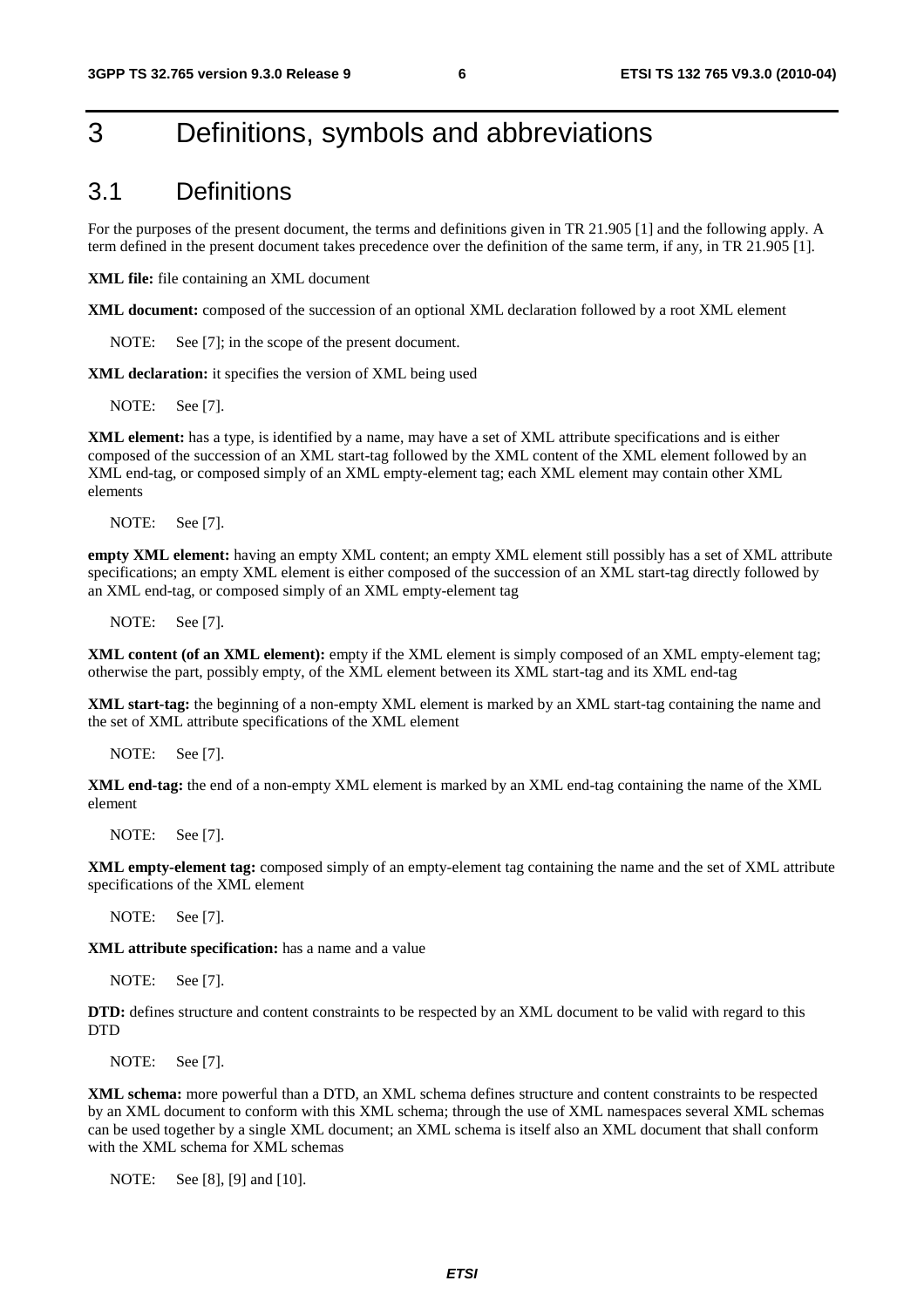# 3 Definitions, symbols and abbreviations

## 3.1 Definitions

For the purposes of the present document, the terms and definitions given in TR 21.905 [1] and the following apply. A term defined in the present document takes precedence over the definition of the same term, if any, in TR 21.905 [1].

**XML file:** file containing an XML document

**XML document:** composed of the succession of an optional XML declaration followed by a root XML element

NOTE: See [7]; in the scope of the present document.

**XML declaration:** it specifies the version of XML being used

NOTE: See [7].

**XML element:** has a type, is identified by a name, may have a set of XML attribute specifications and is either composed of the succession of an XML start-tag followed by the XML content of the XML element followed by an XML end-tag, or composed simply of an XML empty-element tag; each XML element may contain other XML elements

NOTE: See [7].

**empty XML element:** having an empty XML content; an empty XML element still possibly has a set of XML attribute specifications; an empty XML element is either composed of the succession of an XML start-tag directly followed by an XML end-tag, or composed simply of an XML empty-element tag

NOTE: See [7].

**XML content (of an XML element):** empty if the XML element is simply composed of an XML empty-element tag; otherwise the part, possibly empty, of the XML element between its XML start-tag and its XML end-tag

**XML start-tag:** the beginning of a non-empty XML element is marked by an XML start-tag containing the name and the set of XML attribute specifications of the XML element

NOTE: See [7].

**XML end-tag:** the end of a non-empty XML element is marked by an XML end-tag containing the name of the XML element

NOTE: See [7].

**XML empty-element tag:** composed simply of an empty-element tag containing the name and the set of XML attribute specifications of the XML element

NOTE: See [7].

**XML attribute specification:** has a name and a value

NOTE: See [7].

**DTD:** defines structure and content constraints to be respected by an XML document to be valid with regard to this DTD

NOTE: See [7].

**XML schema:** more powerful than a DTD, an XML schema defines structure and content constraints to be respected by an XML document to conform with this XML schema; through the use of XML namespaces several XML schemas can be used together by a single XML document; an XML schema is itself also an XML document that shall conform with the XML schema for XML schemas

NOTE: See [8], [9] and [10].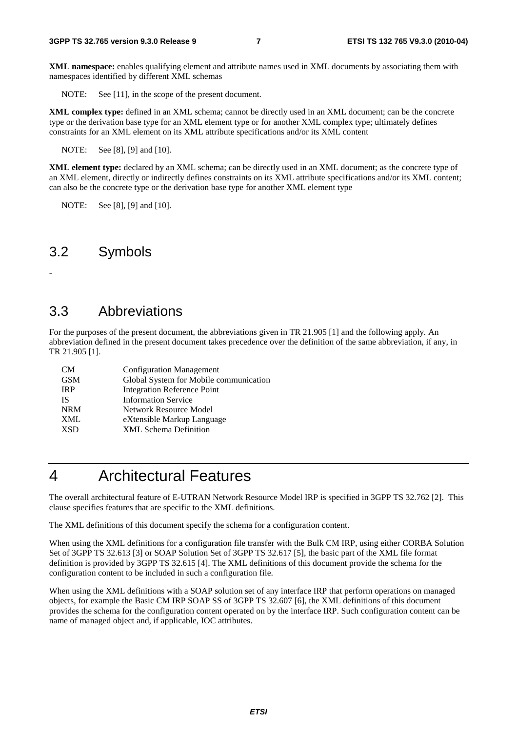**XML namespace:** enables qualifying element and attribute names used in XML documents by associating them with namespaces identified by different XML schemas

NOTE: See [11], in the scope of the present document.

**XML complex type:** defined in an XML schema; cannot be directly used in an XML document; can be the concrete type or the derivation base type for an XML element type or for another XML complex type; ultimately defines constraints for an XML element on its XML attribute specifications and/or its XML content

NOTE: See [8], [9] and [10].

**XML element type:** declared by an XML schema; can be directly used in an XML document; as the concrete type of an XML element, directly or indirectly defines constraints on its XML attribute specifications and/or its XML content; can also be the concrete type or the derivation base type for another XML element type

NOTE: See [8], [9] and [10].

## 3.2 Symbols

-

## 3.3 Abbreviations

For the purposes of the present document, the abbreviations given in TR 21.905 [1] and the following apply. An abbreviation defined in the present document takes precedence over the definition of the same abbreviation, if any, in TR 21.905 [1].

| | |
|---|---|
| CM | Configuration Management |
| GSM | Global System for Mobile communication |
| IRP | Integration Reference Point |
| IS | Information Service |
| NRM | Network Resource Model |
| XML | eXtensible Markup Language |
| XSD | XML Schema Definition |

# 4 Architectural Features

The overall architectural feature of E-UTRAN Network Resource Model IRP is specified in 3GPP TS 32.762 [2]. This clause specifies features that are specific to the XML definitions.

The XML definitions of this document specify the schema for a configuration content.

When using the XML definitions for a configuration file transfer with the Bulk CM IRP, using either CORBA Solution Set of 3GPP TS 32.613 [3] or SOAP Solution Set of 3GPP TS 32.617 [5], the basic part of the XML file format definition is provided by 3GPP TS 32.615 [4]. The XML definitions of this document provide the schema for the configuration content to be included in such a configuration file.

When using the XML definitions with a SOAP solution set of any interface IRP that perform operations on managed objects, for example the Basic CM IRP SOAP SS of 3GPP TS 32.607 [6], the XML definitions of this document provides the schema for the configuration content operated on by the interface IRP. Such configuration content can be name of managed object and, if applicable, IOC attributes.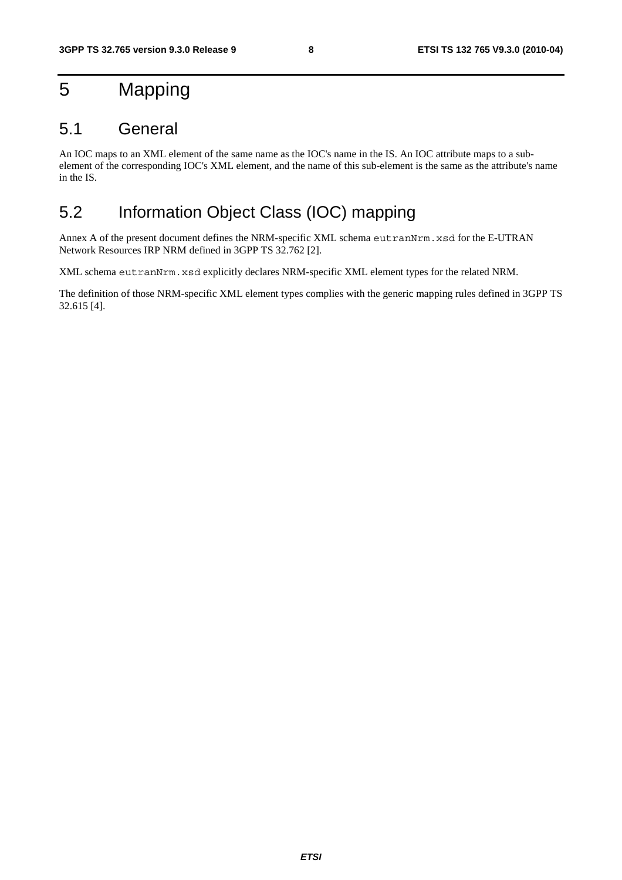# 5 Mapping

## 5.1 General

An IOC maps to an XML element of the same name as the IOC's name in the IS. An IOC attribute maps to a sub-element of the corresponding IOC's XML element, and the name of this sub-element is the same as the attribute's name in the IS.

## 5.2 Information Object Class (IOC) mapping

Annex A of the present document defines the NRM-specific XML schema `eutranNrm.xsd` for the E-UTRAN Network Resources IRP NRM defined in 3GPP TS 32.762 [2].

XML schema `eutranNrm.xsd` explicitly declares NRM-specific XML element types for the related NRM.

The definition of those NRM-specific XML element types complies with the generic mapping rules defined in 3GPP TS 32.615 [4].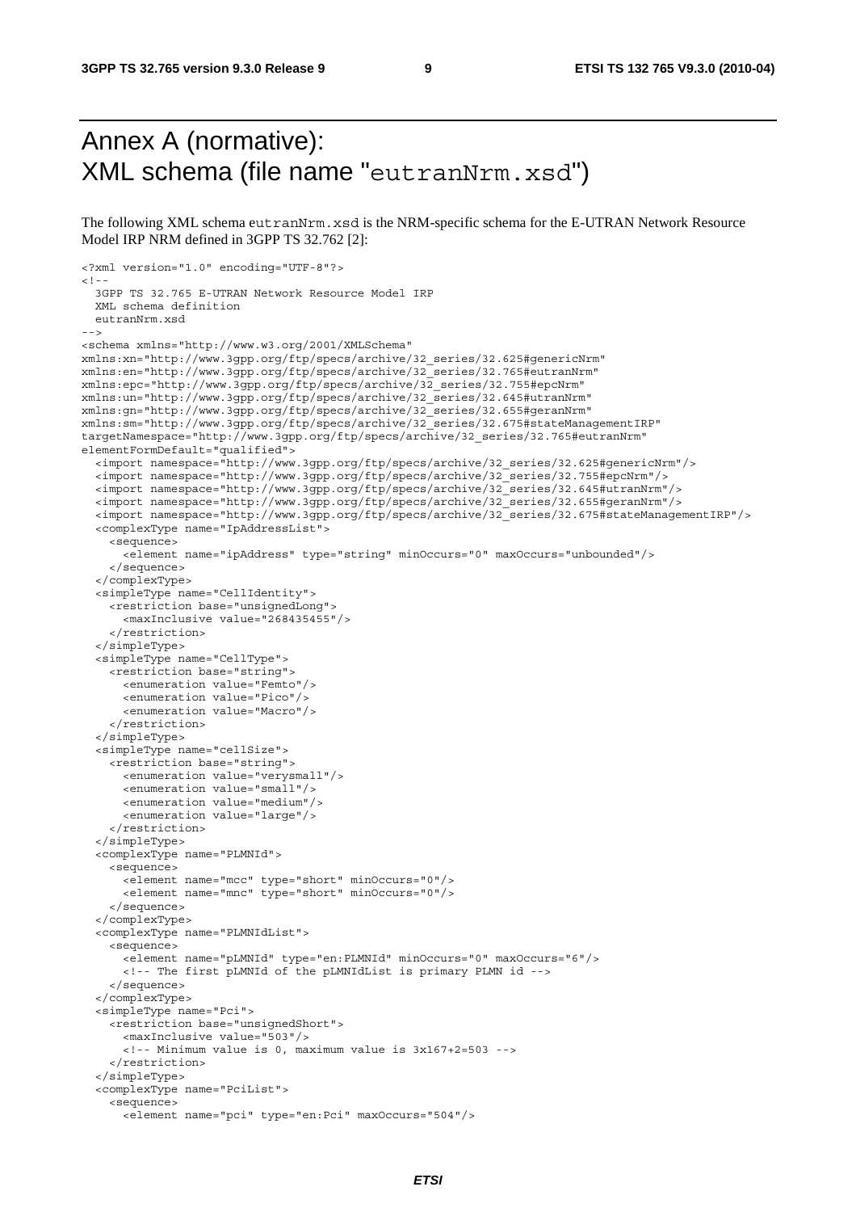# Annex A (normative): XML schema (file name "eutranNrm.xsd")

The following XML schema eutranNrm.xsd is the NRM-specific schema for the E-UTRAN Network Resource Model IRP NRM defined in 3GPP TS 32.762 [2]:

```
<?xml version="1.0" encoding="UTF-8"?>
<!--
  3GPP TS 32.765 E-UTRAN Network Resource Model IRP
  XML schema definition
  eutranNrm.xsd
-->
<schema xmlns="http://www.w3.org/2001/XMLSchema"
xmlns:xn="http://www.3gpp.org/ftp/specs/archive/32_series/32.625#genericNrm"
xmlns:en="http://www.3gpp.org/ftp/specs/archive/32_series/32.765#eutranNrm"
xmlns:epc="http://www.3gpp.org/ftp/specs/archive/32_series/32.755#epcNrm"
xmlns:un="http://www.3gpp.org/ftp/specs/archive/32_series/32.645#utranNrm"
xmlns:gn="http://www.3gpp.org/ftp/specs/archive/32_series/32.655#geranNrm"
xmlns:sm="http://www.3gpp.org/ftp/specs/archive/32_series/32.675#stateManagementIRP"
targetNamespace="http://www.3gpp.org/ftp/specs/archive/32_series/32.765#eutranNrm"
elementFormDefault="qualified">
  <import namespace="http://www.3gpp.org/ftp/specs/archive/32_series/32.625#genericNrm"/>
  <import namespace="http://www.3gpp.org/ftp/specs/archive/32_series/32.755#epcNrm"/>
  <import namespace="http://www.3gpp.org/ftp/specs/archive/32_series/32.645#utranNrm"/>
  <import namespace="http://www.3gpp.org/ftp/specs/archive/32_series/32.655#geranNrm"/>
  <import namespace="http://www.3gpp.org/ftp/specs/archive/32_series/32.675#stateManagementIRP"/>
  <complexType name="IpAddressList">
    <sequence>
      <element name="ipAddress" type="string" minOccurs="0" maxOccurs="unbounded"/>
    </sequence>
  </complexType>
  <simpleType name="CellIdentity">
    <restriction base="unsignedLong">
      <maxInclusive value="268435455"/>
    </restriction>
  </simpleType>
  <simpleType name="CellType">
    <restriction base="string">
      <enumeration value="Femto"/>
      <enumeration value="Pico"/>
      <enumeration value="Macro"/>
    </restriction>
  </simpleType>
  <simpleType name="cellSize">
    <restriction base="string">
      <enumeration value="verysmall"/>
      <enumeration value="small"/>
      <enumeration value="medium"/>
      <enumeration value="large"/>
    </restriction>
  </simpleType>
  <complexType name="PLMNId">
    <sequence>
      <element name="mcc" type="short" minOccurs="0"/>
      <element name="mnc" type="short" minOccurs="0"/>
    </sequence>
  </complexType>
  <complexType name="PLMNIdList">
    <sequence>
      <element name="pLMNId" type="en:PLMNId" minOccurs="0" maxOccurs="6"/>
      <!-- The first pLMNId of the pLMNIdList is primary PLMN id -->
    </sequence>
  </complexType>
  <simpleType name="Pci">
    <restriction base="unsignedShort">
      <maxInclusive value="503"/>
      <!-- Minimum value is 0, maximum value is 3x167+2=503 -->
    </restriction>
  </simpleType>
  <complexType name="PciList">
    <sequence>
      <element name="pci" type="en:Pci" maxOccurs="504"/>
```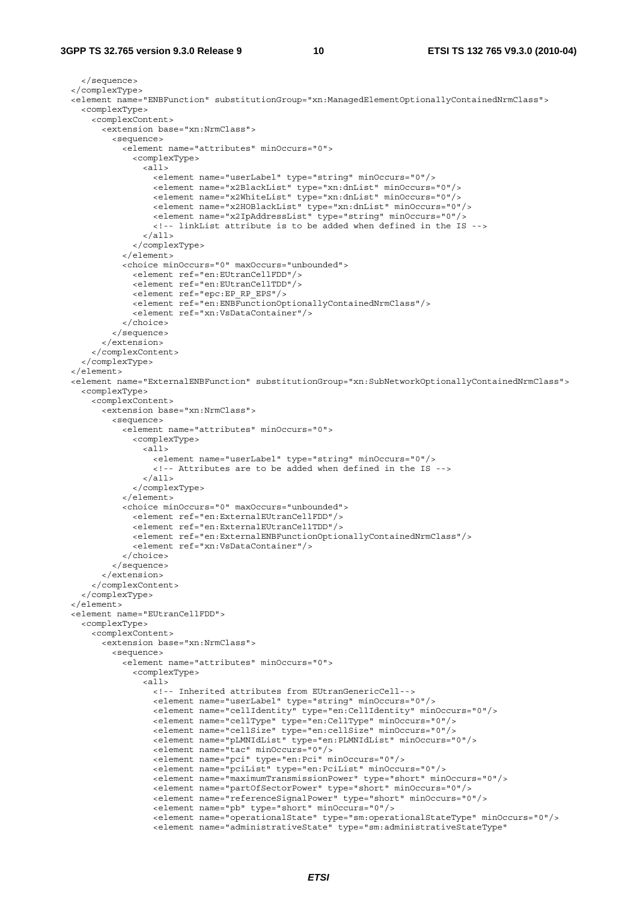```
    </sequence>
  </complexType>
  <element name="ENBFunction" substitutionGroup="xn:ManagedElementOptionallyContainedNrmClass">
    <complexType>
      <complexContent>
        <extension base="xn:NrmClass">
          <sequence>
            <element name="attributes" minOccurs="0">
              <complexType>
                <all>
                  <element name="userLabel" type="string" minOccurs="0"/>
                  <element name="x2BlackList" type="xn:dnList" minOccurs="0"/>
                  <element name="x2WhiteList" type="xn:dnList" minOccurs="0"/>
                  <element name="x2HOBlackList" type="xn:dnList" minOccurs="0"/>
                  <element name="x2IpAddressList" type="string" minOccurs="0"/>
                  <!-- linkList attribute is to be added when defined in the IS -->
                </all>
              </complexType>
            </element>
            <choice minOccurs="0" maxOccurs="unbounded">
              <element ref="en:EUtranCellFDD"/>
              <element ref="en:EUtranCellTDD"/>
              <element ref="epc:EP_RP_EPS"/>
              <element ref="en:ENBFunctionOptionallyContainedNrmClass"/>
              <element ref="xn:VsDataContainer"/>
            </choice>
          </sequence>
        </extension>
      </complexContent>
    </complexType>
  </element>
  <element name="ExternalENBFunction" substitutionGroup="xn:SubNetworkOptionallyContainedNrmClass">
    <complexType>
      <complexContent>
        <extension base="xn:NrmClass">
          <sequence>
            <element name="attributes" minOccurs="0">
              <complexType>
                <all>
                  <element name="userLabel" type="string" minOccurs="0"/>
                  <!-- Attributes are to be added when defined in the IS -->
                </all>
              </complexType>
            </element>
            <choice minOccurs="0" maxOccurs="unbounded">
              <element ref="en:ExternalEUtranCellFDD"/>
              <element ref="en:ExternalEUtranCellTDD"/>
              <element ref="en:ExternalENBFunctionOptionallyContainedNrmClass"/>
              <element ref="xn:VsDataContainer"/>
            </choice>
          </sequence>
        </extension>
      </complexContent>
    </complexType>
  </element>
  <element name="EUtranCellFDD">
    <complexType>
      <complexContent>
        <extension base="xn:NrmClass">
          <sequence>
            <element name="attributes" minOccurs="0">
              <complexType>
                <all>
                  <!-- Inherited attributes from EUtranGenericCell-->
                  <element name="userLabel" type="string" minOccurs="0"/>
                  <element name="cellIdentity" type="en:CellIdentity" minOccurs="0"/>
                  <element name="cellType" type="en:CellType" minOccurs="0"/>
                  <element name="cellSize" type="en:cellSize" minOccurs="0"/>
                  <element name="pLMNIdList" type="en:PLMNIdList" minOccurs="0"/>
                  <element name="tac" minOccurs="0"/>
                  <element name="pci" type="en:Pci" minOccurs="0"/>
                  <element name="pciList" type="en:PciList" minOccurs="0"/>
                  <element name="maximumTransmissionPower" type="short" minOccurs="0"/>
                  <element name="partOfSectorPower" type="short" minOccurs="0"/>
                  <element name="referenceSignalPower" type="short" minOccurs="0"/>
                  <element name="pb" type="short" minOccurs="0"/>
                  <element name="operationalState" type="sm:operationalStateType" minOccurs="0"/>
                  <element name="administrativeState" type="sm:administrativeStateType"
```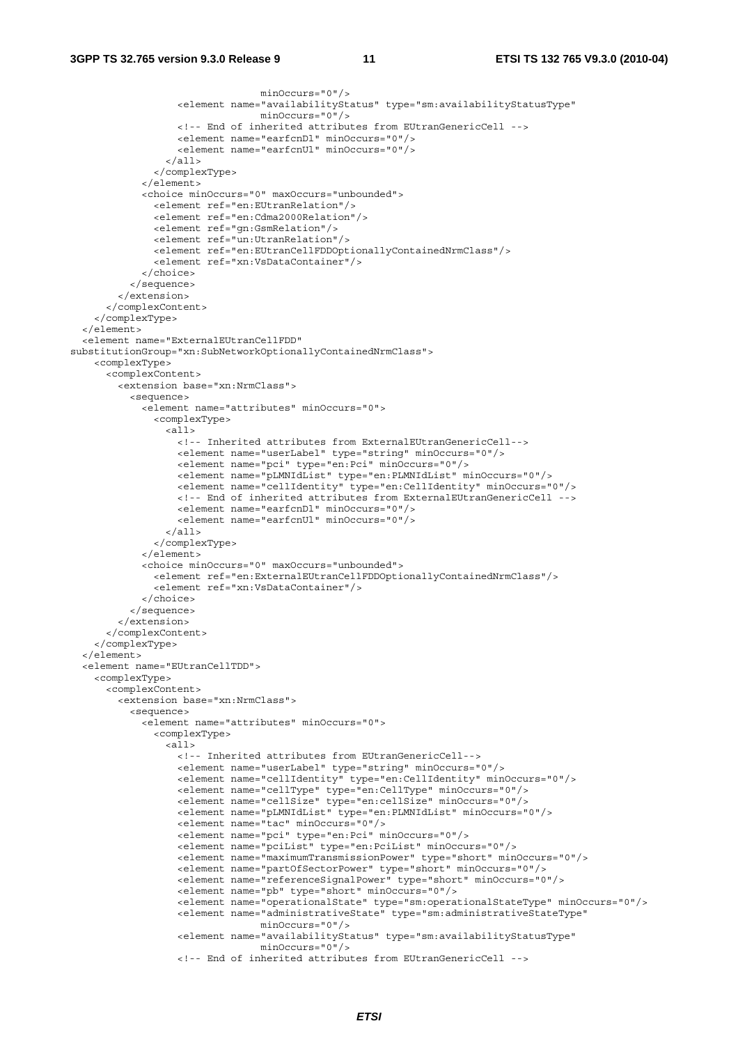```
                              minOccurs="0"/>
                <element name="availabilityStatus" type="sm:availabilityStatusType"
                              minOccurs="0"/>
                <!-- End of inherited attributes from EUtranGenericCell -->
                <element name="earfcnDl" minOccurs="0"/>
                <element name="earfcnUl" minOccurs="0"/>
              </all>
            </complexType>
          </element>
          <choice minOccurs="0" maxOccurs="unbounded">
            <element ref="en:EUtranRelation"/>
            <element ref="en:Cdma2000Relation"/>
            <element ref="gn:GsmRelation"/>
            <element ref="un:UtranRelation"/>
            <element ref="en:EUtranCellFDDOptionallyContainedNrmClass"/>
            <element ref="xn:VsDataContainer"/>
          </choice>
        </sequence>
      </extension>
    </complexContent>
  </complexType>
</element>
<element name="ExternalEUtranCellFDD"
substitutionGroup="xn:SubNetworkOptionallyContainedNrmClass">
  <complexType>
    <complexContent>
      <extension base="xn:NrmClass">
        <sequence>
          <element name="attributes" minOccurs="0">
            <complexType>
              <all>
                <!-- Inherited attributes from ExternalEUtranGenericCell-->
                <element name="userLabel" type="string" minOccurs="0"/>
                <element name="pci" type="en:Pci" minOccurs="0"/>
                <element name="pLMNIdList" type="en:PLMNIdList" minOccurs="0"/>
                <element name="cellIdentity" type="en:CellIdentity" minOccurs="0"/>
                <!-- End of inherited attributes from ExternalEUtranGenericCell -->
                <element name="earfcnDl" minOccurs="0"/>
                <element name="earfcnUl" minOccurs="0"/>
              </all>
            </complexType>
          </element>
          <choice minOccurs="0" maxOccurs="unbounded">
            <element ref="en:ExternalEUtranCellFDDOptionallyContainedNrmClass"/>
            <element ref="xn:VsDataContainer"/>
          </choice>
        </sequence>
      </extension>
    </complexContent>
  </complexType>
</element>
<element name="EUtranCellTDD">
  <complexType>
    <complexContent>
      <extension base="xn:NrmClass">
        <sequence>
          <element name="attributes" minOccurs="0">
            <complexType>
              <all>
                <!-- Inherited attributes from EUtranGenericCell-->
                <element name="userLabel" type="string" minOccurs="0"/>
                <element name="cellIdentity" type="en:CellIdentity" minOccurs="0"/>
                <element name="cellType" type="en:CellType" minOccurs="0"/>
                <element name="cellSize" type="en:cellSize" minOccurs="0"/>
                <element name="pLMNIdList" type="en:PLMNIdList" minOccurs="0"/>
                <element name="tac" minOccurs="0"/>
                <element name="pci" type="en:Pci" minOccurs="0"/>
                <element name="pciList" type="en:PciList" minOccurs="0"/>
                <element name="maximumTransmissionPower" type="short" minOccurs="0"/>
                <element name="partOfSectorPower" type="short" minOccurs="0"/>
                <element name="referenceSignalPower" type="short" minOccurs="0"/>
                <element name="pb" type="short" minOccurs="0"/>
                <element name="operationalState" type="sm:operationalStateType" minOccurs="0"/>
                <element name="administrativeState" type="sm:administrativeStateType"
                              minOccurs="0"/>
                <element name="availabilityStatus" type="sm:availabilityStatusType"
                              minOccurs="0"/>
                <!-- End of inherited attributes from EUtranGenericCell -->
```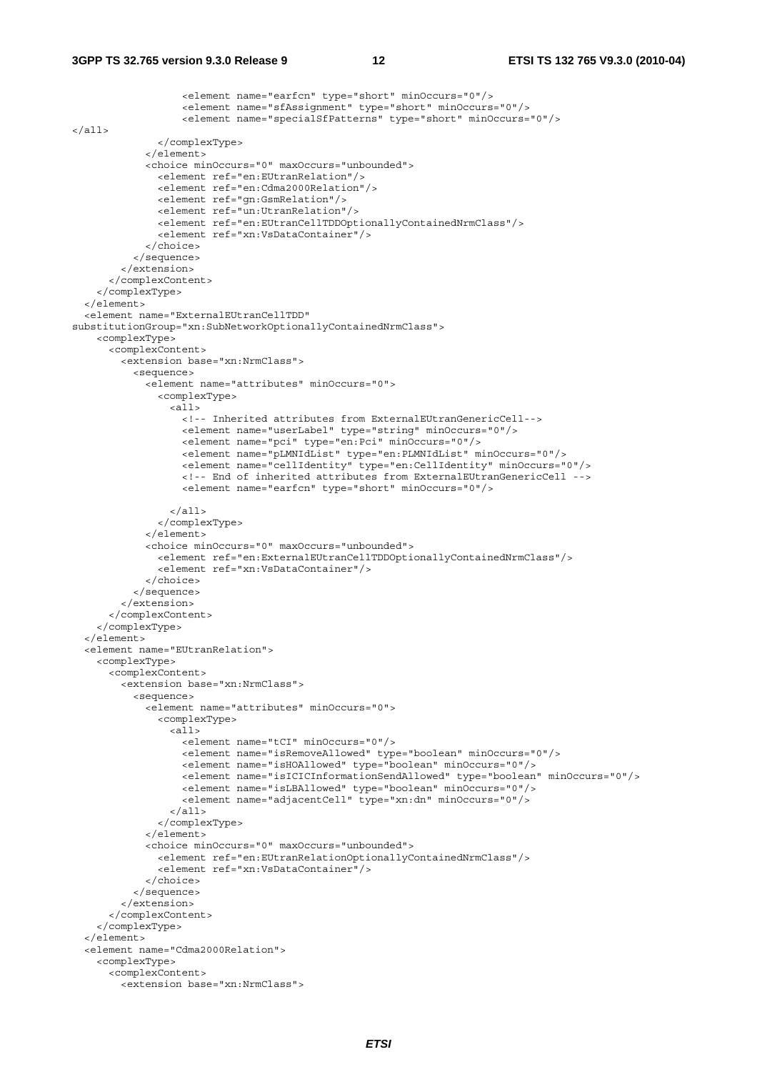```
                  <element name="earfcn" type="short" minOccurs="0"/>
                  <element name="sfAssignment" type="short" minOccurs="0"/>
                  <element name="specialSfPatterns" type="short" minOccurs="0"/>
</all>
              </complexType>
            </element>
            <choice minOccurs="0" maxOccurs="unbounded">
              <element ref="en:EUtranRelation"/>
              <element ref="en:Cdma2000Relation"/>
              <element ref="gn:GsmRelation"/>
              <element ref="un:UtranRelation"/>
              <element ref="en:EUtranCellTDDOptionallyContainedNrmClass"/>
              <element ref="xn:VsDataContainer"/>
            </choice>
          </sequence>
        </extension>
      </complexContent>
    </complexType>
  </element>
  <element name="ExternalEUtranCellTDD"
substitutionGroup="xn:SubNetworkOptionallyContainedNrmClass">
    <complexType>
      <complexContent>
        <extension base="xn:NrmClass">
          <sequence>
            <element name="attributes" minOccurs="0">
              <complexType>
                <all>
                  <!-- Inherited attributes from ExternalEUtranGenericCell-->
                  <element name="userLabel" type="string" minOccurs="0"/>
                  <element name="pci" type="en:Pci" minOccurs="0"/>
                  <element name="pLMNIdList" type="en:PLMNIdList" minOccurs="0"/>
                  <element name="cellIdentity" type="en:CellIdentity" minOccurs="0"/>
                  <!-- End of inherited attributes from ExternalEUtranGenericCell -->
                  <element name="earfcn" type="short" minOccurs="0"/>

                </all>
              </complexType>
            </element>
            <choice minOccurs="0" maxOccurs="unbounded">
              <element ref="en:ExternalEUtranCellTDDOptionallyContainedNrmClass"/>
              <element ref="xn:VsDataContainer"/>
            </choice>
          </sequence>
        </extension>
      </complexContent>
    </complexType>
  </element>
  <element name="EUtranRelation">
    <complexType>
      <complexContent>
        <extension base="xn:NrmClass">
          <sequence>
            <element name="attributes" minOccurs="0">
              <complexType>
                <all>
                  <element name="tCI" minOccurs="0"/>
                  <element name="isRemoveAllowed" type="boolean" minOccurs="0"/>
                  <element name="isHOAllowed" type="boolean" minOccurs="0"/>
                  <element name="isICICInformationSendAllowed" type="boolean" minOccurs="0"/>
                  <element name="isLBAllowed" type="boolean" minOccurs="0"/>
                  <element name="adjacentCell" type="xn:dn" minOccurs="0"/>
                </all>
              </complexType>
            </element>
            <choice minOccurs="0" maxOccurs="unbounded">
              <element ref="en:EUtranRelationOptionallyContainedNrmClass"/>
              <element ref="xn:VsDataContainer"/>
            </choice>
          </sequence>
        </extension>
      </complexContent>
    </complexType>
  </element>
  <element name="Cdma2000Relation">
    <complexType>
      <complexContent>
        <extension base="xn:NrmClass">
```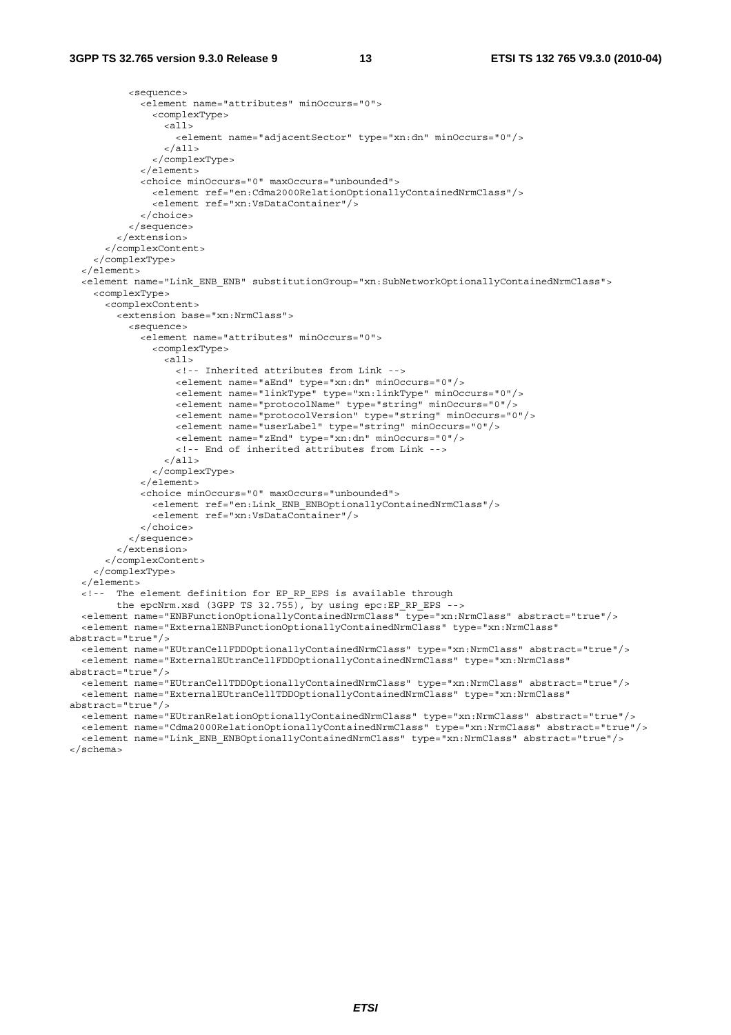```
          <sequence>
            <element name="attributes" minOccurs="0">
              <complexType>
                <all>
                  <element name="adjacentSector" type="xn:dn" minOccurs="0"/>
                </all>
              </complexType>
            </element>
            <choice minOccurs="0" maxOccurs="unbounded">
              <element ref="en:Cdma2000RelationOptionallyContainedNrmClass"/>
              <element ref="xn:VsDataContainer"/>
            </choice>
          </sequence>
        </extension>
      </complexContent>
    </complexType>
  </element>
  <element name="Link_ENB_ENB" substitutionGroup="xn:SubNetworkOptionallyContainedNrmClass">
    <complexType>
      <complexContent>
        <extension base="xn:NrmClass">
          <sequence>
            <element name="attributes" minOccurs="0">
              <complexType>
                <all>
                  <!-- Inherited attributes from Link -->
                  <element name="aEnd" type="xn:dn" minOccurs="0"/>
                  <element name="linkType" type="xn:linkType" minOccurs="0"/>
                  <element name="protocolName" type="string" minOccurs="0"/>
                  <element name="protocolVersion" type="string" minOccurs="0"/>
                  <element name="userLabel" type="string" minOccurs="0"/>
                  <element name="zEnd" type="xn:dn" minOccurs="0"/>
                  <!-- End of inherited attributes from Link -->
                </all>
              </complexType>
            </element>
            <choice minOccurs="0" maxOccurs="unbounded">
              <element ref="en:Link_ENB_ENBOptionallyContainedNrmClass"/>
              <element ref="xn:VsDataContainer"/>
            </choice>
          </sequence>
        </extension>
      </complexContent>
    </complexType>
  </element>
  <!--  The element definition for EP_RP_EPS is available through
        the epcNrm.xsd (3GPP TS 32.755), by using epc:EP_RP_EPS -->
  <element name="ENBFunctionOptionallyContainedNrmClass" type="xn:NrmClass" abstract="true"/>
  <element name="ExternalENBFunctionOptionallyContainedNrmClass" type="xn:NrmClass"
abstract="true"/>
  <element name="EUtranCellFDDOptionallyContainedNrmClass" type="xn:NrmClass" abstract="true"/>
  <element name="ExternalEUtranCellFDDOptionallyContainedNrmClass" type="xn:NrmClass"
abstract="true"/>
  <element name="EUtranCellTDDOptionallyContainedNrmClass" type="xn:NrmClass" abstract="true"/>
  <element name="ExternalEUtranCellTDDOptionallyContainedNrmClass" type="xn:NrmClass"
abstract="true"/>
  <element name="EUtranRelationOptionallyContainedNrmClass" type="xn:NrmClass" abstract="true"/>
  <element name="Cdma2000RelationOptionallyContainedNrmClass" type="xn:NrmClass" abstract="true"/>
  <element name="Link_ENB_ENBOptionallyContainedNrmClass" type="xn:NrmClass" abstract="true"/>
</schema>
```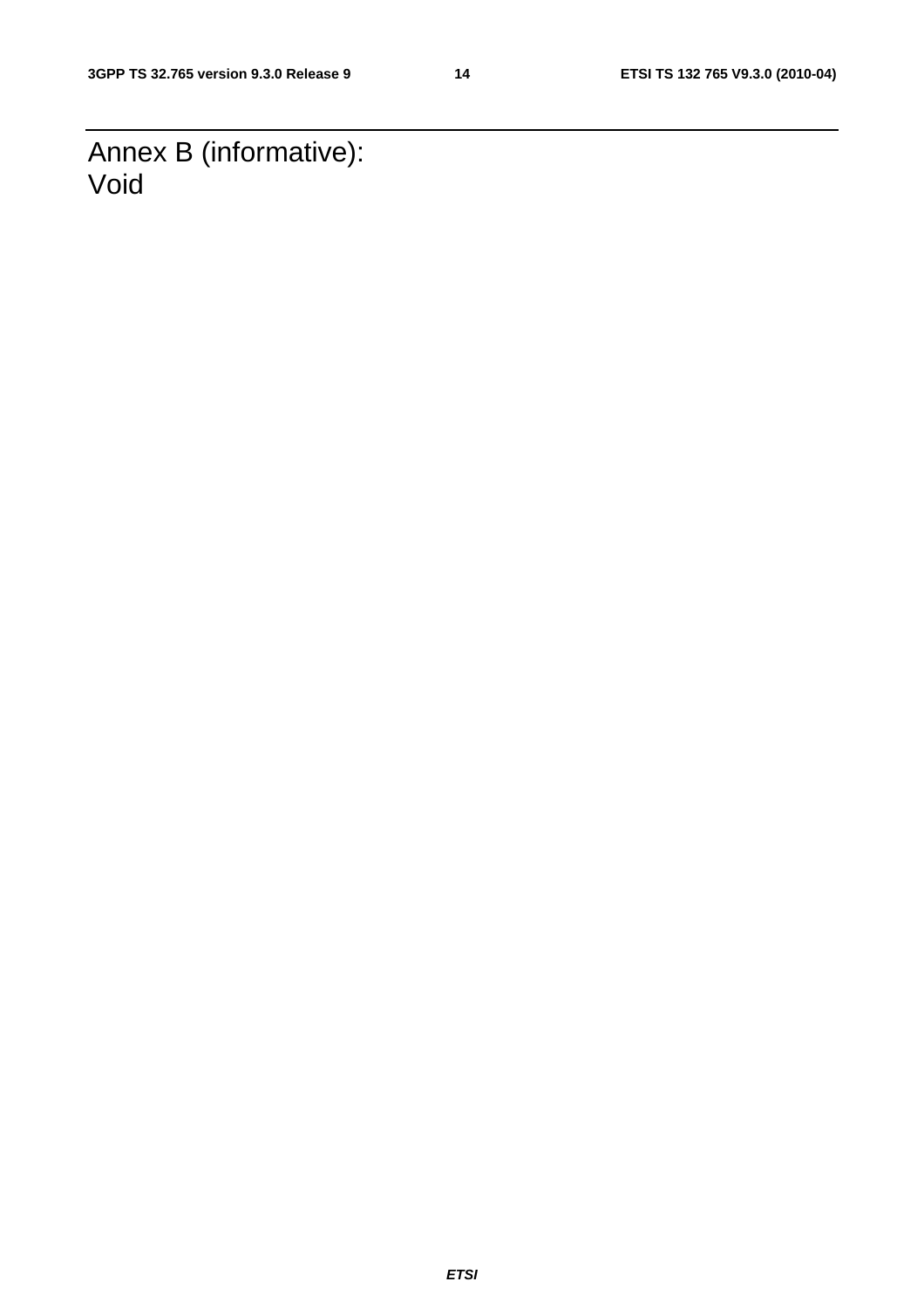# Annex B (informative): Void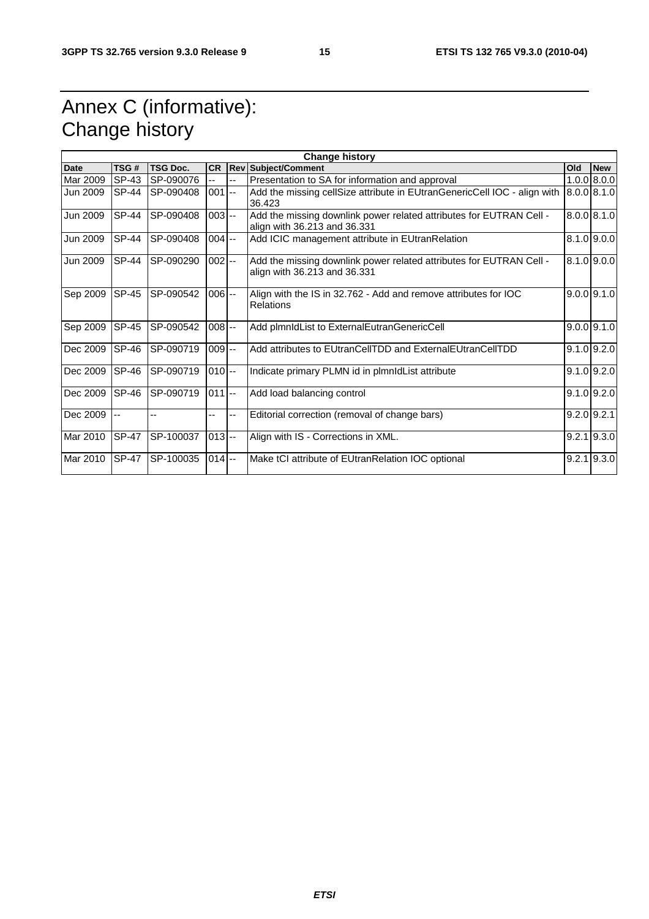# Annex C (informative): Change history

| Change history | | | | | | | |
|---|---|---|---|---|---|---|---|
| **Date** | **TSG #** | **TSG Doc.** | **CR** | **Rev** | **Subject/Comment** | **Old** | **New** |
| Mar 2009 | SP-43 | SP-090076 | -- | -- | Presentation to SA for information and approval | 1.0.0 | 8.0.0 |
| Jun 2009 | SP-44 | SP-090408 | 001 | -- | Add the missing cellSize attribute in EUtranGenericCell IOC - align with 36.423 | 8.0.0 | 8.1.0 |
| Jun 2009 | SP-44 | SP-090408 | 003 | -- | Add the missing downlink power related attributes for EUTRAN Cell - align with 36.213 and 36.331 | 8.0.0 | 8.1.0 |
| Jun 2009 | SP-44 | SP-090408 | 004 | -- | Add ICIC management attribute in EUtranRelation | 8.1.0 | 9.0.0 |
| Jun 2009 | SP-44 | SP-090290 | 002 | -- | Add the missing downlink power related attributes for EUTRAN Cell - align with 36.213 and 36.331 | 8.1.0 | 9.0.0 |
| Sep 2009 | SP-45 | SP-090542 | 006 | -- | Align with the IS in 32.762 - Add and remove attributes for IOC Relations | 9.0.0 | 9.1.0 |
| Sep 2009 | SP-45 | SP-090542 | 008 | -- | Add plmnIdList to ExternalEutranGenericCell | 9.0.0 | 9.1.0 |
| Dec 2009 | SP-46 | SP-090719 | 009 | -- | Add attributes to EUtranCellTDD and ExternalEUtranCellTDD | 9.1.0 | 9.2.0 |
| Dec 2009 | SP-46 | SP-090719 | 010 | -- | Indicate primary PLMN id in plmnIdList attribute | 9.1.0 | 9.2.0 |
| Dec 2009 | SP-46 | SP-090719 | 011 | -- | Add load balancing control | 9.1.0 | 9.2.0 |
| Dec 2009 | -- | -- | -- | -- | Editorial correction (removal of change bars) | 9.2.0 | 9.2.1 |
| Mar 2010 | SP-47 | SP-100037 | 013 | -- | Align with IS - Corrections in XML. | 9.2.1 | 9.3.0 |
| Mar 2010 | SP-47 | SP-100035 | 014 | -- | Make tCI attribute of EUtranRelation IOC optional | 9.2.1 | 9.3.0 |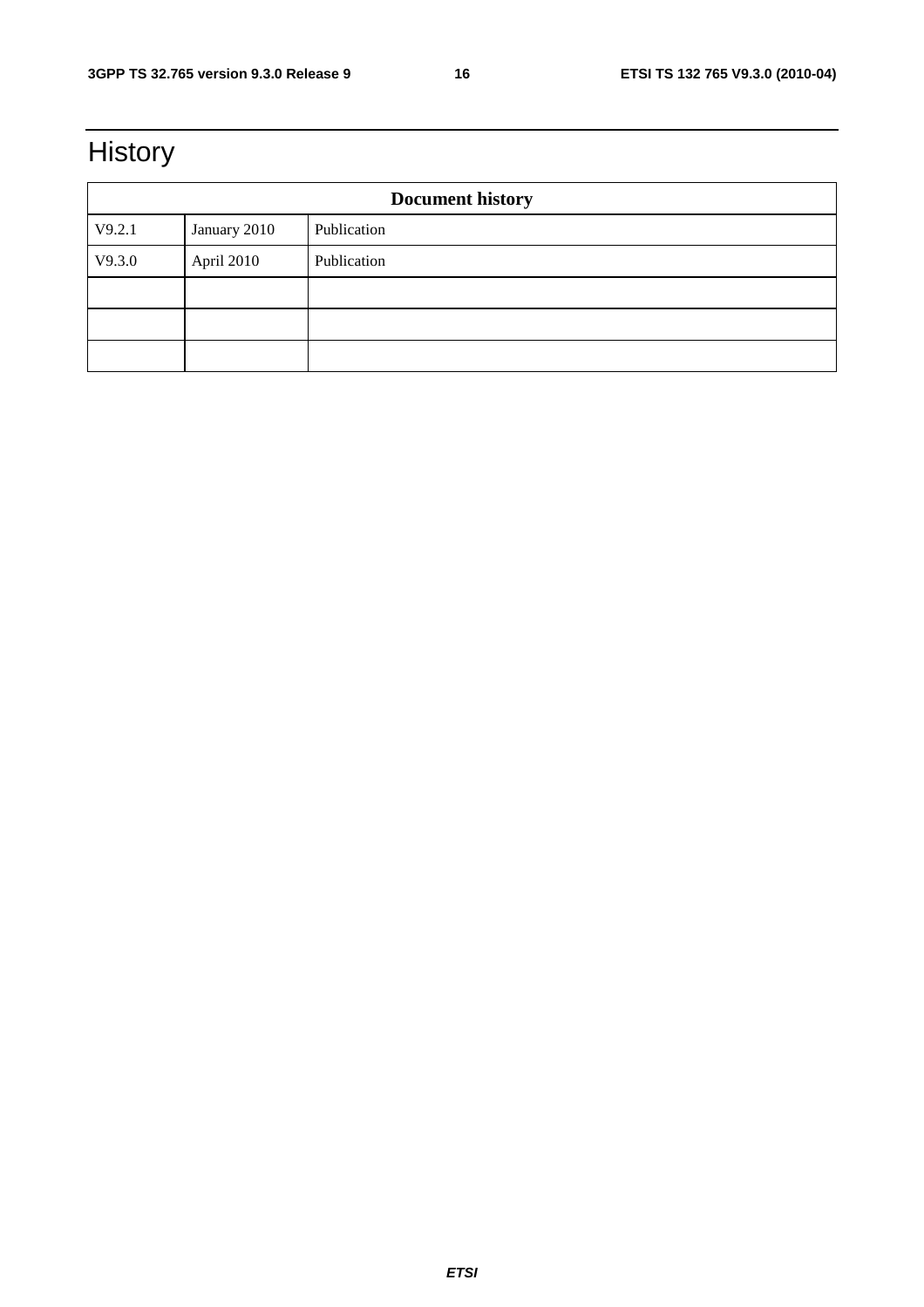# History

| Document history | | |
|---|---|---|
| V9.2.1 | January 2010 | Publication |
| V9.3.0 | April 2010 | Publication |
| | | |
| | | |
| | | |